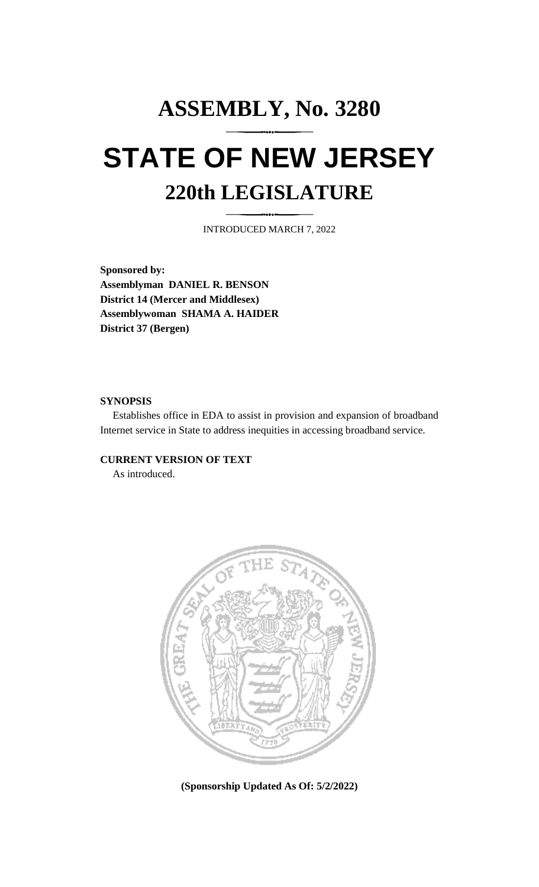# ASSEMBLY, No. 3280

# STATE OF NEW JERSEY

## 220th LEGISLATURE

INTRODUCED MARCH 7, 2022

**Sponsored by:**
**Assemblyman DANIEL R. BENSON**
**District 14 (Mercer and Middlesex)**
**Assemblywoman SHAMA A. HAIDER**
**District 37 (Bergen)**

**SYNOPSIS**

Establishes office in EDA to assist in provision and expansion of broadband Internet service in State to address inequities in accessing broadband service.

**CURRENT VERSION OF TEXT**

As introduced.

**(Sponsorship Updated As Of: 5/2/2022)**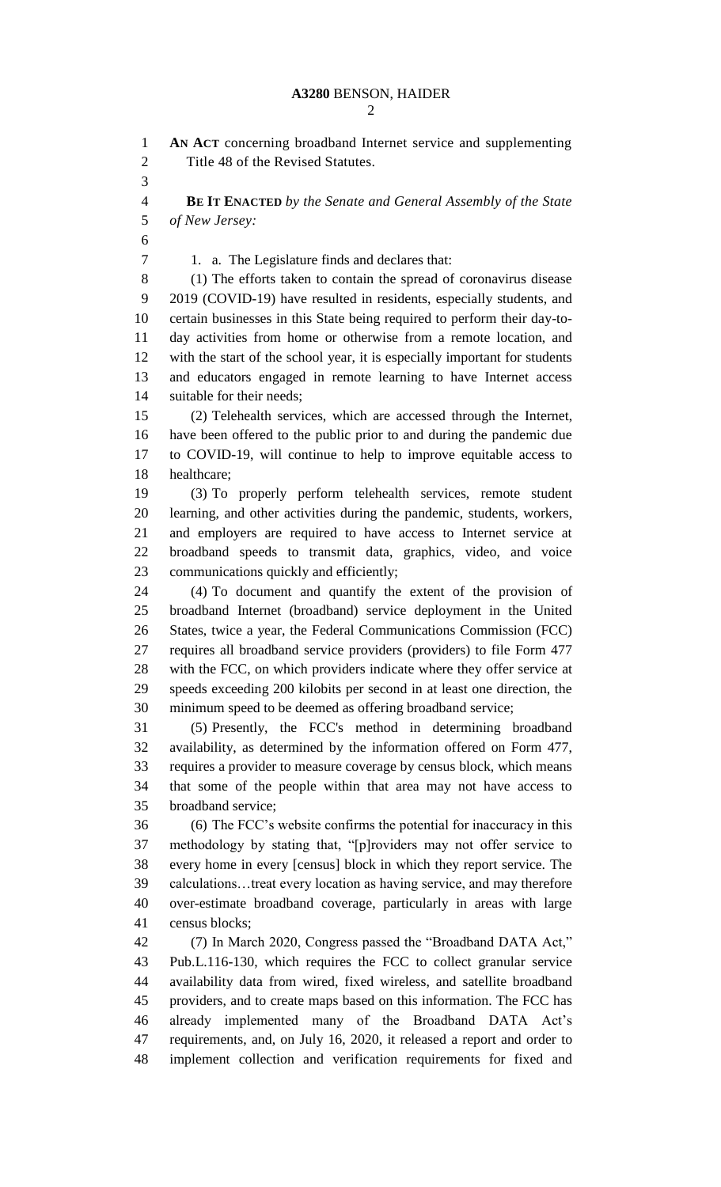**AN ACT** concerning broadband Internet service and supplementing Title 48 of the Revised Statutes.

**BE IT ENACTED** *by the Senate and General Assembly of the State of New Jersey:*

1. a. The Legislature finds and declares that:

(1) The efforts taken to contain the spread of coronavirus disease 2019 (COVID-19) have resulted in residents, especially students, and certain businesses in this State being required to perform their day-to-day activities from home or otherwise from a remote location, and with the start of the school year, it is especially important for students and educators engaged in remote learning to have Internet access suitable for their needs;

(2) Telehealth services, which are accessed through the Internet, have been offered to the public prior to and during the pandemic due to COVID-19, will continue to help to improve equitable access to healthcare;

(3) To properly perform telehealth services, remote student learning, and other activities during the pandemic, students, workers, and employers are required to have access to Internet service at broadband speeds to transmit data, graphics, video, and voice communications quickly and efficiently;

(4) To document and quantify the extent of the provision of broadband Internet (broadband) service deployment in the United States, twice a year, the Federal Communications Commission (FCC) requires all broadband service providers (providers) to file Form 477 with the FCC, on which providers indicate where they offer service at speeds exceeding 200 kilobits per second in at least one direction, the minimum speed to be deemed as offering broadband service;

(5) Presently, the FCC's method in determining broadband availability, as determined by the information offered on Form 477, requires a provider to measure coverage by census block, which means that some of the people within that area may not have access to broadband service;

(6) The FCC's website confirms the potential for inaccuracy in this methodology by stating that, "[p]roviders may not offer service to every home in every [census] block in which they report service. The calculations…treat every location as having service, and may therefore over-estimate broadband coverage, particularly in areas with large census blocks;

(7) In March 2020, Congress passed the "Broadband DATA Act," Pub.L.116-130, which requires the FCC to collect granular service availability data from wired, fixed wireless, and satellite broadband providers, and to create maps based on this information. The FCC has already implemented many of the Broadband DATA Act's requirements, and, on July 16, 2020, it released a report and order to implement collection and verification requirements for fixed and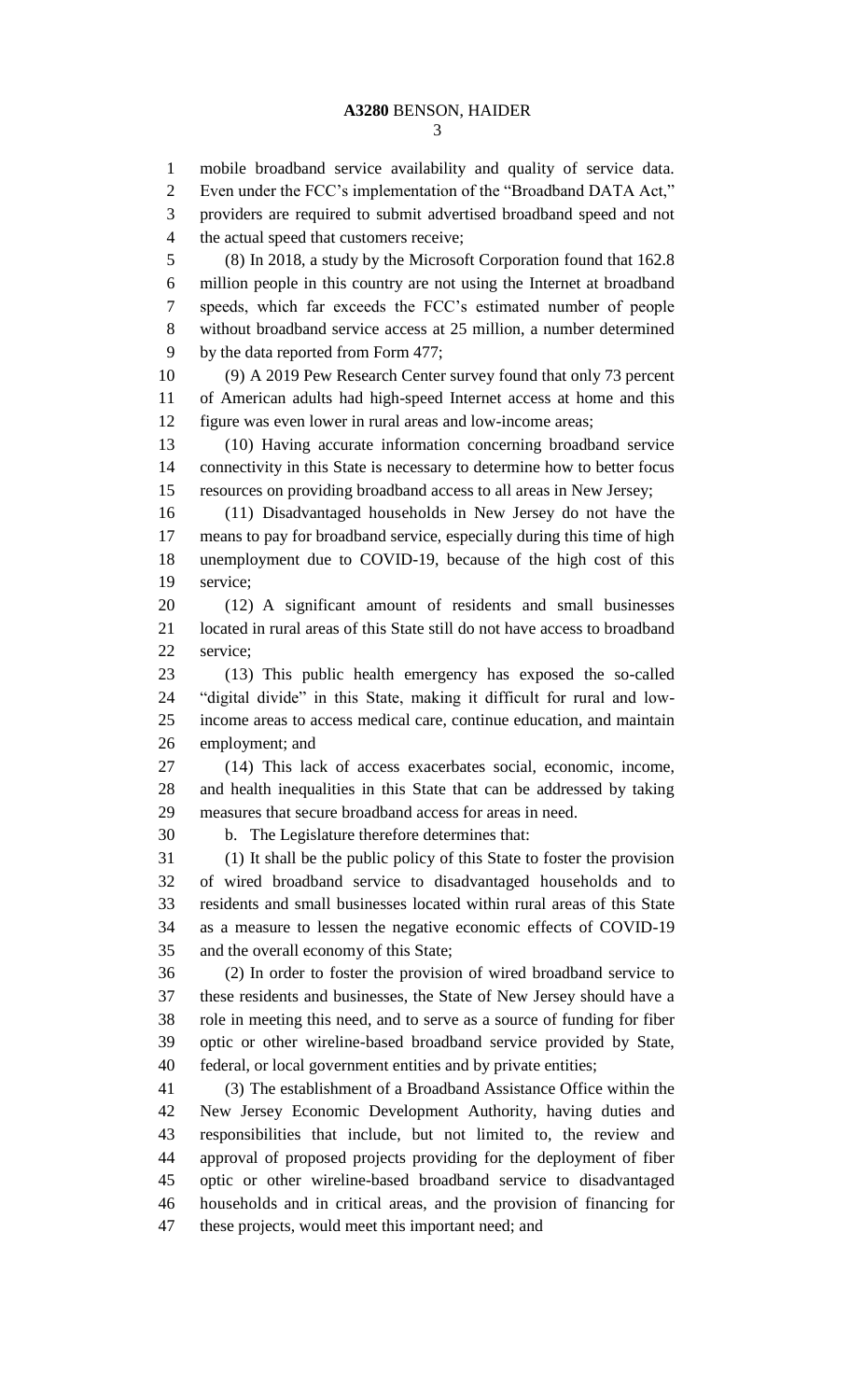mobile broadband service availability and quality of service data. Even under the FCC's implementation of the "Broadband DATA Act," providers are required to submit advertised broadband speed and not the actual speed that customers receive;

(8) In 2018, a study by the Microsoft Corporation found that 162.8 million people in this country are not using the Internet at broadband speeds, which far exceeds the FCC's estimated number of people without broadband service access at 25 million, a number determined by the data reported from Form 477;

(9) A 2019 Pew Research Center survey found that only 73 percent of American adults had high-speed Internet access at home and this figure was even lower in rural areas and low-income areas;

(10) Having accurate information concerning broadband service connectivity in this State is necessary to determine how to better focus resources on providing broadband access to all areas in New Jersey;

(11) Disadvantaged households in New Jersey do not have the means to pay for broadband service, especially during this time of high unemployment due to COVID-19, because of the high cost of this service;

(12) A significant amount of residents and small businesses located in rural areas of this State still do not have access to broadband service;

(13) This public health emergency has exposed the so-called "digital divide" in this State, making it difficult for rural and low-income areas to access medical care, continue education, and maintain employment; and

(14) This lack of access exacerbates social, economic, income, and health inequalities in this State that can be addressed by taking measures that secure broadband access for areas in need.

b. The Legislature therefore determines that:

(1) It shall be the public policy of this State to foster the provision of wired broadband service to disadvantaged households and to residents and small businesses located within rural areas of this State as a measure to lessen the negative economic effects of COVID-19 and the overall economy of this State;

(2) In order to foster the provision of wired broadband service to these residents and businesses, the State of New Jersey should have a role in meeting this need, and to serve as a source of funding for fiber optic or other wireline-based broadband service provided by State, federal, or local government entities and by private entities;

(3) The establishment of a Broadband Assistance Office within the New Jersey Economic Development Authority, having duties and responsibilities that include, but not limited to, the review and approval of proposed projects providing for the deployment of fiber optic or other wireline-based broadband service to disadvantaged households and in critical areas, and the provision of financing for these projects, would meet this important need; and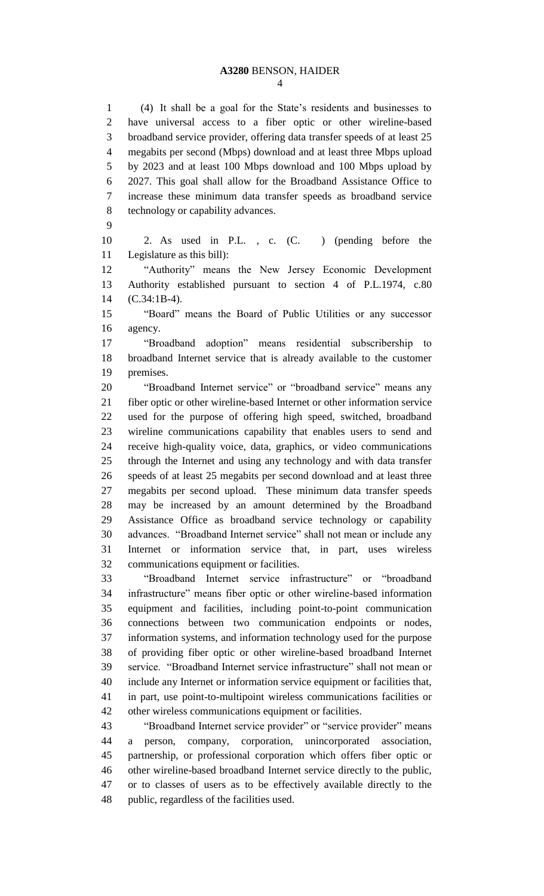(4) It shall be a goal for the State's residents and businesses to have universal access to a fiber optic or other wireline-based broadband service provider, offering data transfer speeds of at least 25 megabits per second (Mbps) download and at least three Mbps upload by 2023 and at least 100 Mbps download and 100 Mbps upload by 2027. This goal shall allow for the Broadband Assistance Office to increase these minimum data transfer speeds as broadband service technology or capability advances.

2. As used in P.L. , c. (C. ) (pending before the Legislature as this bill):

"Authority" means the New Jersey Economic Development Authority established pursuant to section 4 of P.L.1974, c.80 (C.34:1B-4).

"Board" means the Board of Public Utilities or any successor agency.

"Broadband adoption" means residential subscribership to broadband Internet service that is already available to the customer premises.

"Broadband Internet service" or "broadband service" means any fiber optic or other wireline-based Internet or other information service used for the purpose of offering high speed, switched, broadband wireline communications capability that enables users to send and receive high-quality voice, data, graphics, or video communications through the Internet and using any technology and with data transfer speeds of at least 25 megabits per second download and at least three megabits per second upload. These minimum data transfer speeds may be increased by an amount determined by the Broadband Assistance Office as broadband service technology or capability advances. "Broadband Internet service" shall not mean or include any Internet or information service that, in part, uses wireless communications equipment or facilities.

"Broadband Internet service infrastructure" or "broadband infrastructure" means fiber optic or other wireline-based information equipment and facilities, including point-to-point communication connections between two communication endpoints or nodes, information systems, and information technology used for the purpose of providing fiber optic or other wireline-based broadband Internet service. "Broadband Internet service infrastructure" shall not mean or include any Internet or information service equipment or facilities that, in part, use point-to-multipoint wireless communications facilities or other wireless communications equipment or facilities.

"Broadband Internet service provider" or "service provider" means a person, company, corporation, unincorporated association, partnership, or professional corporation which offers fiber optic or other wireline-based broadband Internet service directly to the public, or to classes of users as to be effectively available directly to the public, regardless of the facilities used.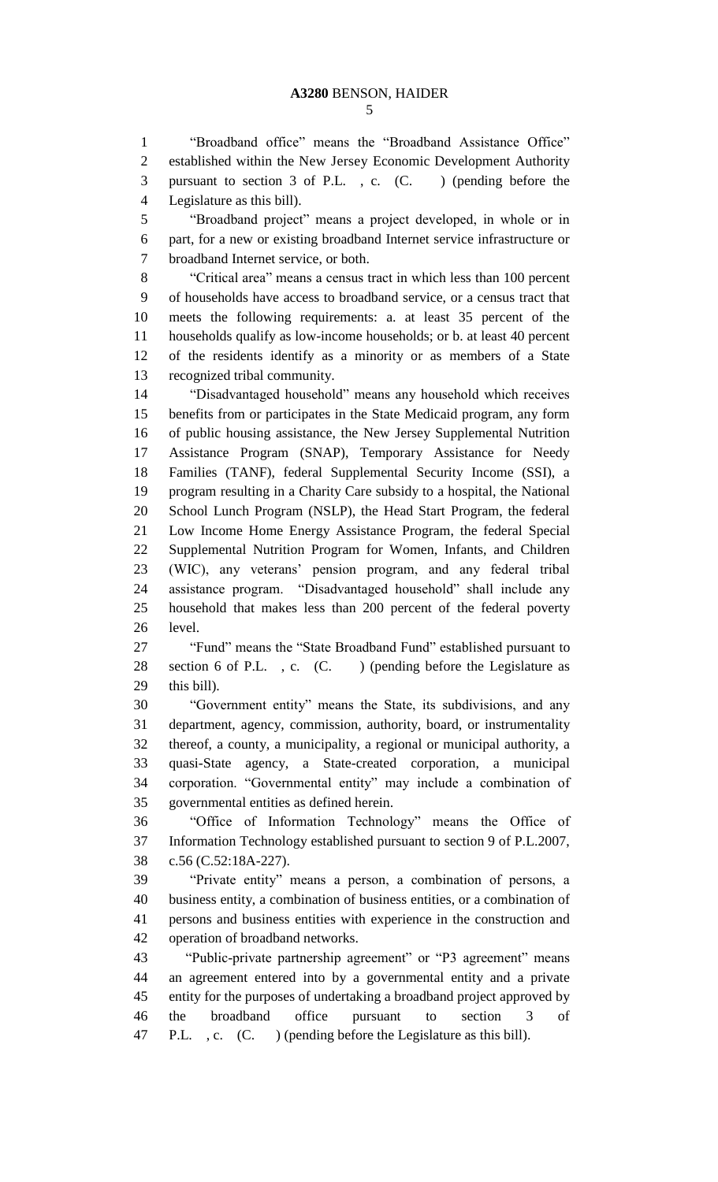"Broadband office" means the "Broadband Assistance Office" established within the New Jersey Economic Development Authority pursuant to section 3 of P.L. , c. (C. ) (pending before the Legislature as this bill).

"Broadband project" means a project developed, in whole or in part, for a new or existing broadband Internet service infrastructure or broadband Internet service, or both.

"Critical area" means a census tract in which less than 100 percent of households have access to broadband service, or a census tract that meets the following requirements: a. at least 35 percent of the households qualify as low-income households; or b. at least 40 percent of the residents identify as a minority or as members of a State recognized tribal community.

"Disadvantaged household" means any household which receives benefits from or participates in the State Medicaid program, any form of public housing assistance, the New Jersey Supplemental Nutrition Assistance Program (SNAP), Temporary Assistance for Needy Families (TANF), federal Supplemental Security Income (SSI), a program resulting in a Charity Care subsidy to a hospital, the National School Lunch Program (NSLP), the Head Start Program, the federal Low Income Home Energy Assistance Program, the federal Special Supplemental Nutrition Program for Women, Infants, and Children (WIC), any veterans' pension program, and any federal tribal assistance program. "Disadvantaged household" shall include any household that makes less than 200 percent of the federal poverty level.

"Fund" means the "State Broadband Fund" established pursuant to section 6 of P.L. , c. (C. ) (pending before the Legislature as this bill).

"Government entity" means the State, its subdivisions, and any department, agency, commission, authority, board, or instrumentality thereof, a county, a municipality, a regional or municipal authority, a quasi-State agency, a State-created corporation, a municipal corporation. "Governmental entity" may include a combination of governmental entities as defined herein.

"Office of Information Technology" means the Office of Information Technology established pursuant to section 9 of P.L.2007, c.56 (C.52:18A-227).

"Private entity" means a person, a combination of persons, a business entity, a combination of business entities, or a combination of persons and business entities with experience in the construction and operation of broadband networks.

"Public-private partnership agreement" or "P3 agreement" means an agreement entered into by a governmental entity and a private entity for the purposes of undertaking a broadband project approved by the broadband office pursuant to section 3 of P.L. , c. (C. ) (pending before the Legislature as this bill).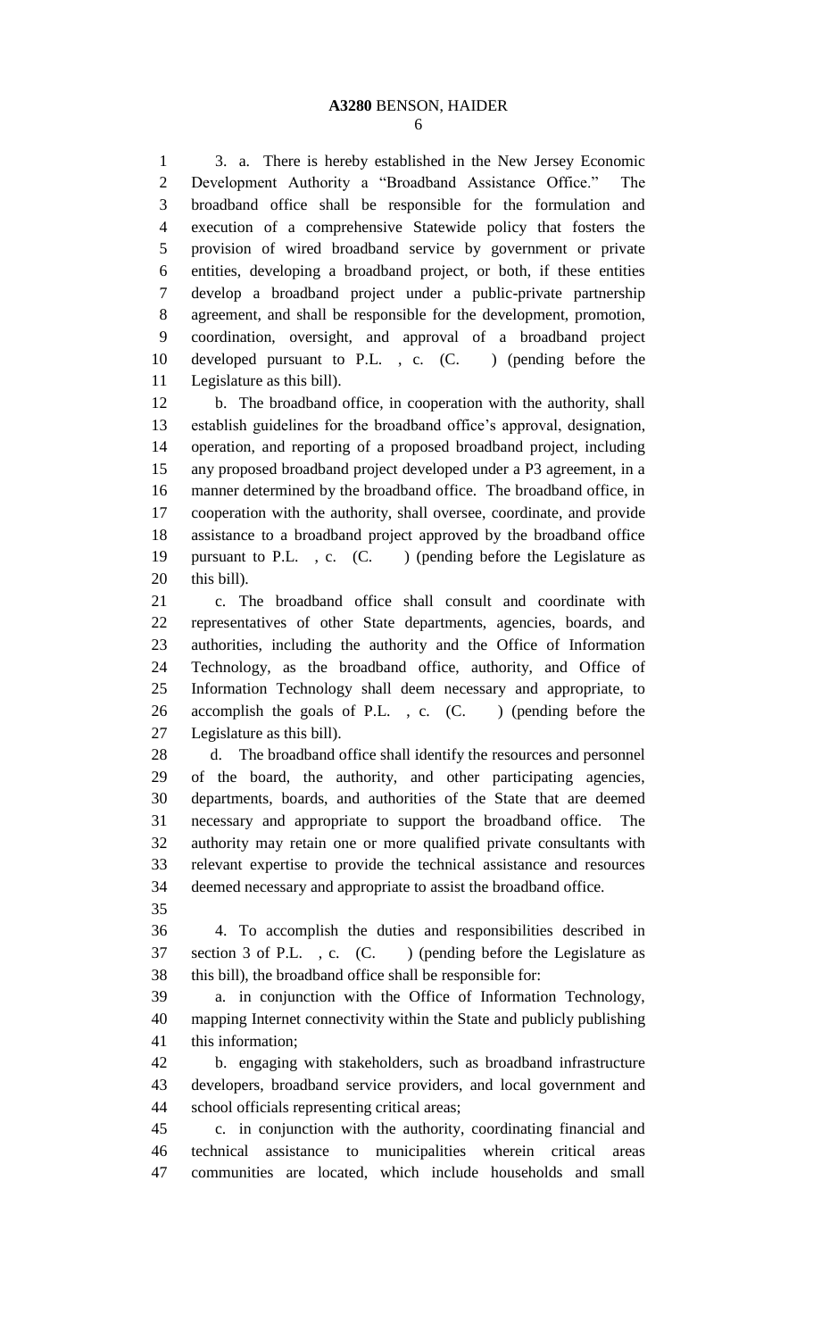3. a. There is hereby established in the New Jersey Economic Development Authority a "Broadband Assistance Office." The broadband office shall be responsible for the formulation and execution of a comprehensive Statewide policy that fosters the provision of wired broadband service by government or private entities, developing a broadband project, or both, if these entities develop a broadband project under a public-private partnership agreement, and shall be responsible for the development, promotion, coordination, oversight, and approval of a broadband project developed pursuant to P.L. , c. (C. ) (pending before the Legislature as this bill).

b. The broadband office, in cooperation with the authority, shall establish guidelines for the broadband office's approval, designation, operation, and reporting of a proposed broadband project, including any proposed broadband project developed under a P3 agreement, in a manner determined by the broadband office. The broadband office, in cooperation with the authority, shall oversee, coordinate, and provide assistance to a broadband project approved by the broadband office pursuant to P.L. , c. (C. ) (pending before the Legislature as this bill).

c. The broadband office shall consult and coordinate with representatives of other State departments, agencies, boards, and authorities, including the authority and the Office of Information Technology, as the broadband office, authority, and Office of Information Technology shall deem necessary and appropriate, to accomplish the goals of P.L. , c. (C. ) (pending before the Legislature as this bill).

d. The broadband office shall identify the resources and personnel of the board, the authority, and other participating agencies, departments, boards, and authorities of the State that are deemed necessary and appropriate to support the broadband office. The authority may retain one or more qualified private consultants with relevant expertise to provide the technical assistance and resources deemed necessary and appropriate to assist the broadband office.

4. To accomplish the duties and responsibilities described in section 3 of P.L. , c. (C. ) (pending before the Legislature as this bill), the broadband office shall be responsible for:

a. in conjunction with the Office of Information Technology, mapping Internet connectivity within the State and publicly publishing this information;

b. engaging with stakeholders, such as broadband infrastructure developers, broadband service providers, and local government and school officials representing critical areas;

c. in conjunction with the authority, coordinating financial and technical assistance to municipalities wherein critical areas communities are located, which include households and small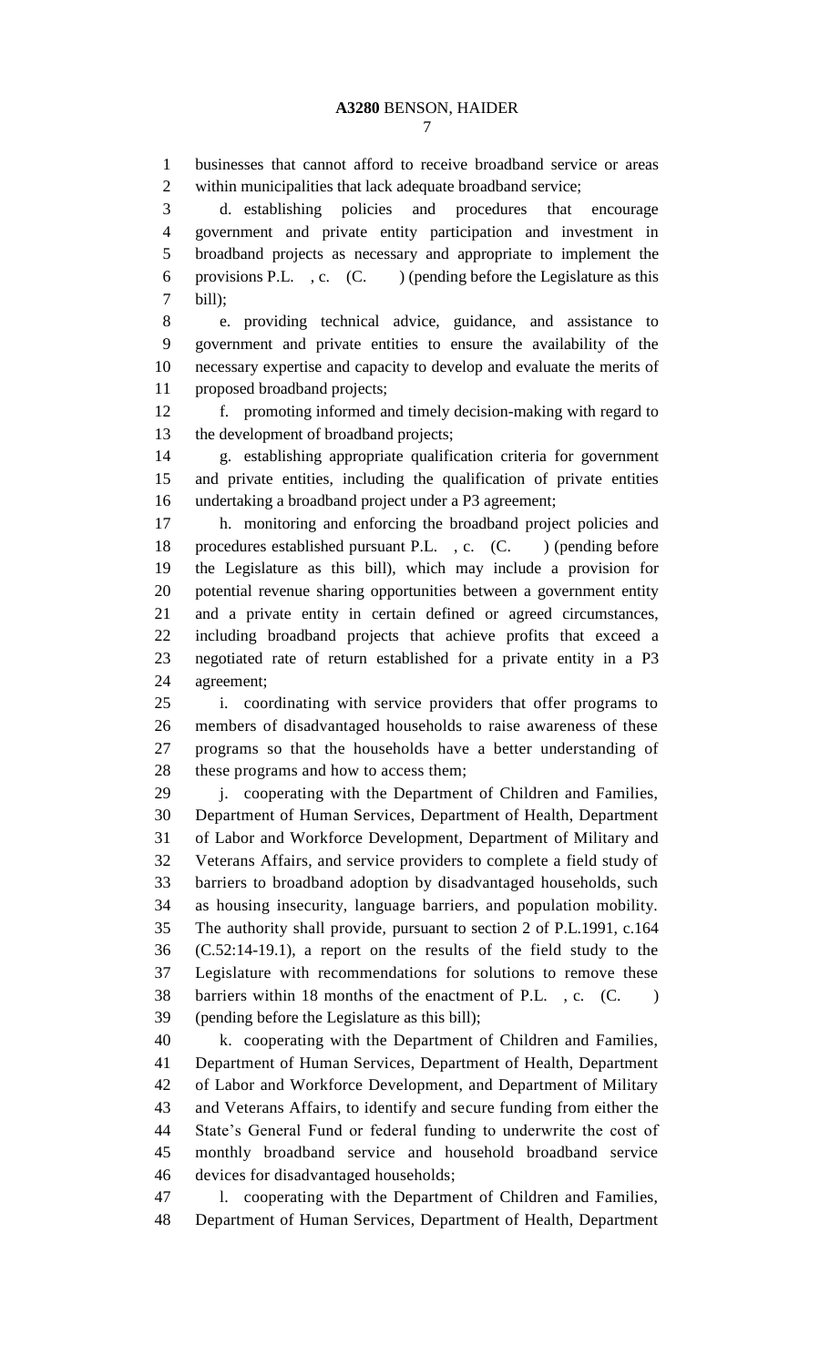businesses that cannot afford to receive broadband service or areas within municipalities that lack adequate broadband service;

d. establishing policies and procedures that encourage government and private entity participation and investment in broadband projects as necessary and appropriate to implement the provisions P.L. , c. (C. ) (pending before the Legislature as this bill);

e. providing technical advice, guidance, and assistance to government and private entities to ensure the availability of the necessary expertise and capacity to develop and evaluate the merits of proposed broadband projects;

f. promoting informed and timely decision-making with regard to the development of broadband projects;

g. establishing appropriate qualification criteria for government and private entities, including the qualification of private entities undertaking a broadband project under a P3 agreement;

h. monitoring and enforcing the broadband project policies and procedures established pursuant P.L. , c. (C. ) (pending before the Legislature as this bill), which may include a provision for potential revenue sharing opportunities between a government entity and a private entity in certain defined or agreed circumstances, including broadband projects that achieve profits that exceed a negotiated rate of return established for a private entity in a P3 agreement;

i. coordinating with service providers that offer programs to members of disadvantaged households to raise awareness of these programs so that the households have a better understanding of these programs and how to access them;

j. cooperating with the Department of Children and Families, Department of Human Services, Department of Health, Department of Labor and Workforce Development, Department of Military and Veterans Affairs, and service providers to complete a field study of barriers to broadband adoption by disadvantaged households, such as housing insecurity, language barriers, and population mobility. The authority shall provide, pursuant to section 2 of P.L.1991, c.164 (C.52:14-19.1), a report on the results of the field study to the Legislature with recommendations for solutions to remove these barriers within 18 months of the enactment of P.L. , c. (C. ) (pending before the Legislature as this bill);

k. cooperating with the Department of Children and Families, Department of Human Services, Department of Health, Department of Labor and Workforce Development, and Department of Military and Veterans Affairs, to identify and secure funding from either the State's General Fund or federal funding to underwrite the cost of monthly broadband service and household broadband service devices for disadvantaged households;

l. cooperating with the Department of Children and Families, Department of Human Services, Department of Health, Department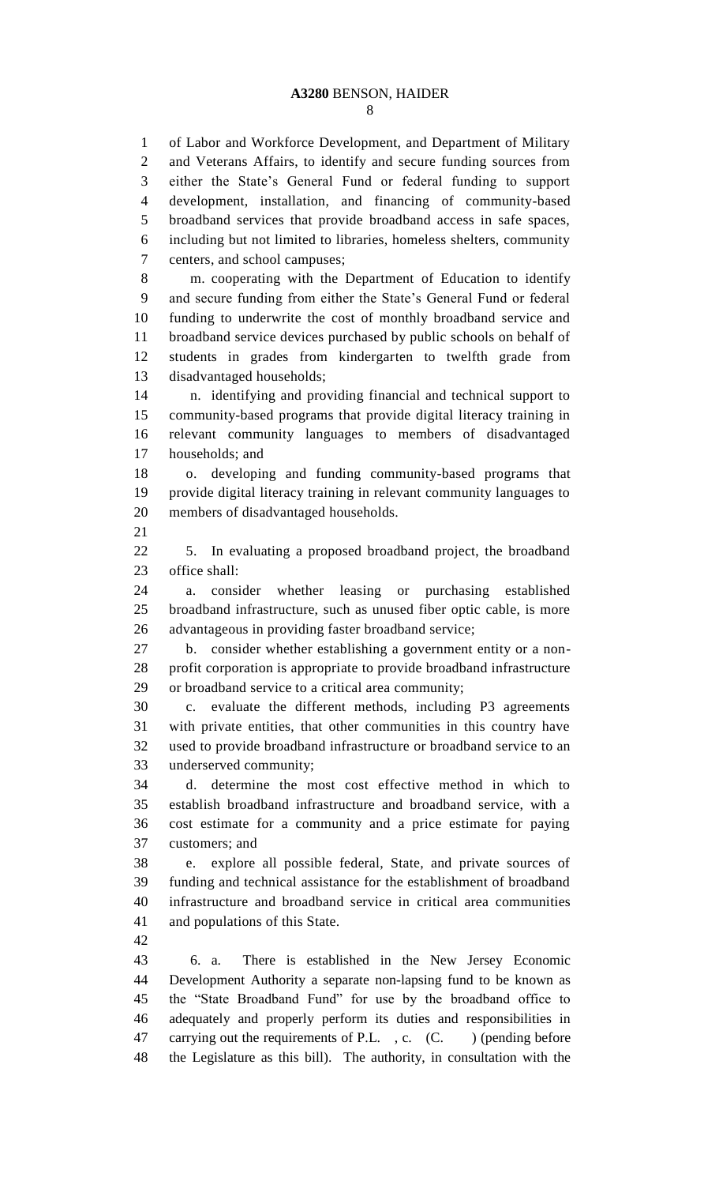of Labor and Workforce Development, and Department of Military and Veterans Affairs, to identify and secure funding sources from either the State's General Fund or federal funding to support development, installation, and financing of community-based broadband services that provide broadband access in safe spaces, including but not limited to libraries, homeless shelters, community centers, and school campuses;

m. cooperating with the Department of Education to identify and secure funding from either the State's General Fund or federal funding to underwrite the cost of monthly broadband service and broadband service devices purchased by public schools on behalf of students in grades from kindergarten to twelfth grade from disadvantaged households;

n. identifying and providing financial and technical support to community-based programs that provide digital literacy training in relevant community languages to members of disadvantaged households; and

o. developing and funding community-based programs that provide digital literacy training in relevant community languages to members of disadvantaged households.

5. In evaluating a proposed broadband project, the broadband office shall:

a. consider whether leasing or purchasing established broadband infrastructure, such as unused fiber optic cable, is more advantageous in providing faster broadband service;

b. consider whether establishing a government entity or a non-profit corporation is appropriate to provide broadband infrastructure or broadband service to a critical area community;

c. evaluate the different methods, including P3 agreements with private entities, that other communities in this country have used to provide broadband infrastructure or broadband service to an underserved community;

d. determine the most cost effective method in which to establish broadband infrastructure and broadband service, with a cost estimate for a community and a price estimate for paying customers; and

e. explore all possible federal, State, and private sources of funding and technical assistance for the establishment of broadband infrastructure and broadband service in critical area communities and populations of this State.

6. a. There is established in the New Jersey Economic Development Authority a separate non-lapsing fund to be known as the "State Broadband Fund" for use by the broadband office to adequately and properly perform its duties and responsibilities in carrying out the requirements of P.L. , c. (C. ) (pending before the Legislature as this bill). The authority, in consultation with the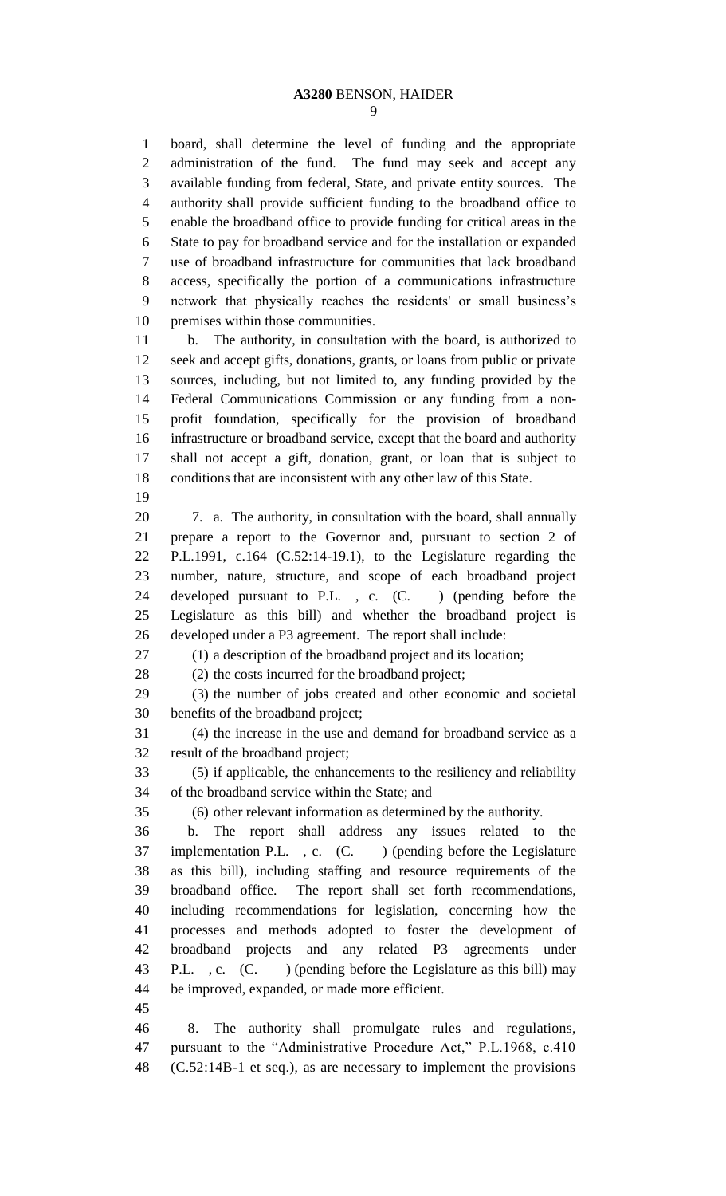board, shall determine the level of funding and the appropriate administration of the fund. The fund may seek and accept any available funding from federal, State, and private entity sources. The authority shall provide sufficient funding to the broadband office to enable the broadband office to provide funding for critical areas in the State to pay for broadband service and for the installation or expanded use of broadband infrastructure for communities that lack broadband access, specifically the portion of a communications infrastructure network that physically reaches the residents' or small business's premises within those communities.

b. The authority, in consultation with the board, is authorized to seek and accept gifts, donations, grants, or loans from public or private sources, including, but not limited to, any funding provided by the Federal Communications Commission or any funding from a non-profit foundation, specifically for the provision of broadband infrastructure or broadband service, except that the board and authority shall not accept a gift, donation, grant, or loan that is subject to conditions that are inconsistent with any other law of this State.

7. a. The authority, in consultation with the board, shall annually prepare a report to the Governor and, pursuant to section 2 of P.L.1991, c.164 (C.52:14-19.1), to the Legislature regarding the number, nature, structure, and scope of each broadband project developed pursuant to P.L. , c. (C. ) (pending before the Legislature as this bill) and whether the broadband project is developed under a P3 agreement. The report shall include:

(1) a description of the broadband project and its location;

(2) the costs incurred for the broadband project;

(3) the number of jobs created and other economic and societal benefits of the broadband project;

(4) the increase in the use and demand for broadband service as a result of the broadband project;

(5) if applicable, the enhancements to the resiliency and reliability of the broadband service within the State; and

(6) other relevant information as determined by the authority.

b. The report shall address any issues related to the implementation P.L. , c. (C. ) (pending before the Legislature as this bill), including staffing and resource requirements of the broadband office. The report shall set forth recommendations, including recommendations for legislation, concerning how the processes and methods adopted to foster the development of broadband projects and any related P3 agreements under P.L. , c. (C. ) (pending before the Legislature as this bill) may be improved, expanded, or made more efficient.

8. The authority shall promulgate rules and regulations, pursuant to the "Administrative Procedure Act," P.L.1968, c.410 (C.52:14B-1 et seq.), as are necessary to implement the provisions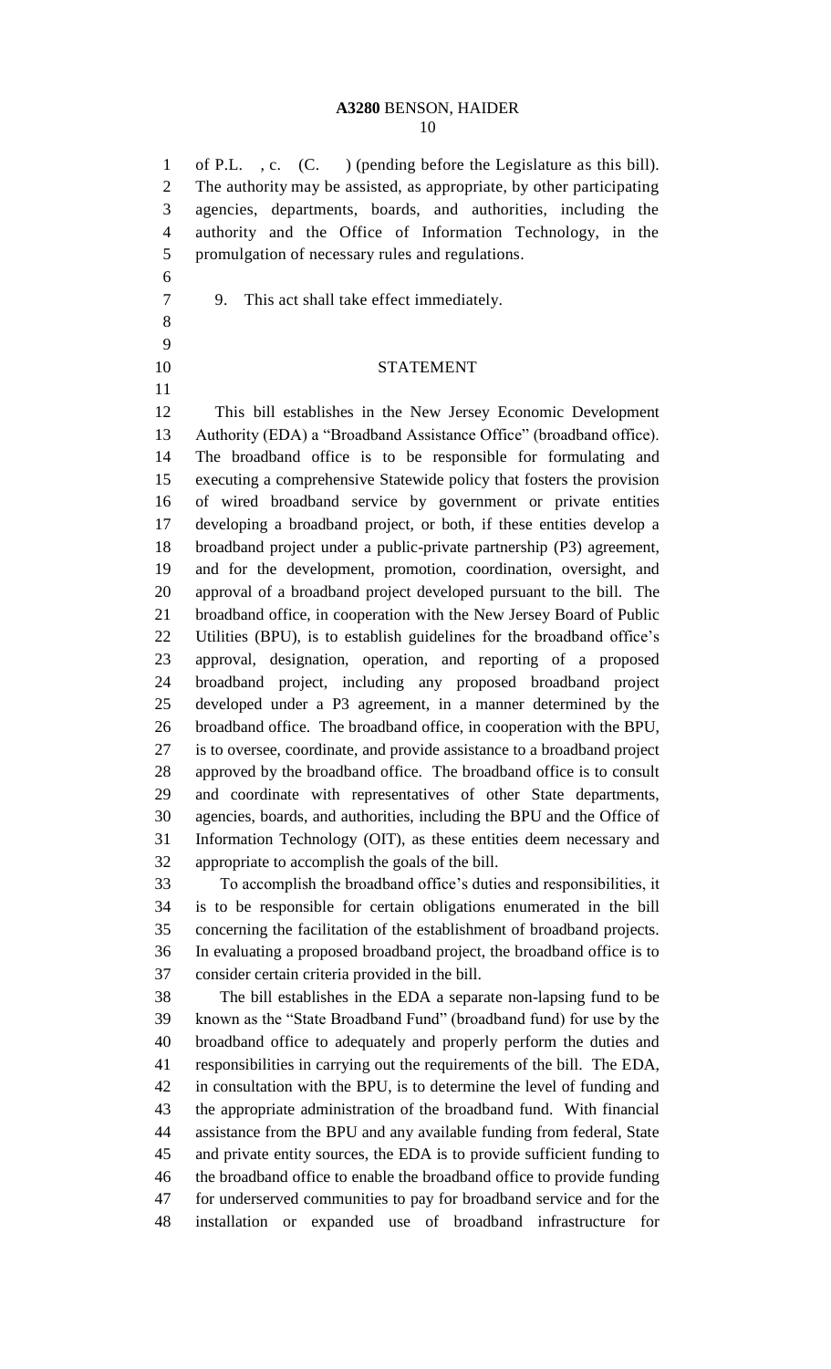of P.L. , c. (C. ) (pending before the Legislature as this bill). The authority may be assisted, as appropriate, by other participating agencies, departments, boards, and authorities, including the authority and the Office of Information Technology, in the promulgation of necessary rules and regulations.

9. This act shall take effect immediately.

## STATEMENT

This bill establishes in the New Jersey Economic Development Authority (EDA) a "Broadband Assistance Office" (broadband office). The broadband office is to be responsible for formulating and executing a comprehensive Statewide policy that fosters the provision of wired broadband service by government or private entities developing a broadband project, or both, if these entities develop a broadband project under a public-private partnership (P3) agreement, and for the development, promotion, coordination, oversight, and approval of a broadband project developed pursuant to the bill. The broadband office, in cooperation with the New Jersey Board of Public Utilities (BPU), is to establish guidelines for the broadband office's approval, designation, operation, and reporting of a proposed broadband project, including any proposed broadband project developed under a P3 agreement, in a manner determined by the broadband office. The broadband office, in cooperation with the BPU, is to oversee, coordinate, and provide assistance to a broadband project approved by the broadband office. The broadband office is to consult and coordinate with representatives of other State departments, agencies, boards, and authorities, including the BPU and the Office of Information Technology (OIT), as these entities deem necessary and appropriate to accomplish the goals of the bill.

To accomplish the broadband office's duties and responsibilities, it is to be responsible for certain obligations enumerated in the bill concerning the facilitation of the establishment of broadband projects. In evaluating a proposed broadband project, the broadband office is to consider certain criteria provided in the bill.

The bill establishes in the EDA a separate non-lapsing fund to be known as the "State Broadband Fund" (broadband fund) for use by the broadband office to adequately and properly perform the duties and responsibilities in carrying out the requirements of the bill. The EDA, in consultation with the BPU, is to determine the level of funding and the appropriate administration of the broadband fund. With financial assistance from the BPU and any available funding from federal, State and private entity sources, the EDA is to provide sufficient funding to the broadband office to enable the broadband office to provide funding for underserved communities to pay for broadband service and for the installation or expanded use of broadband infrastructure for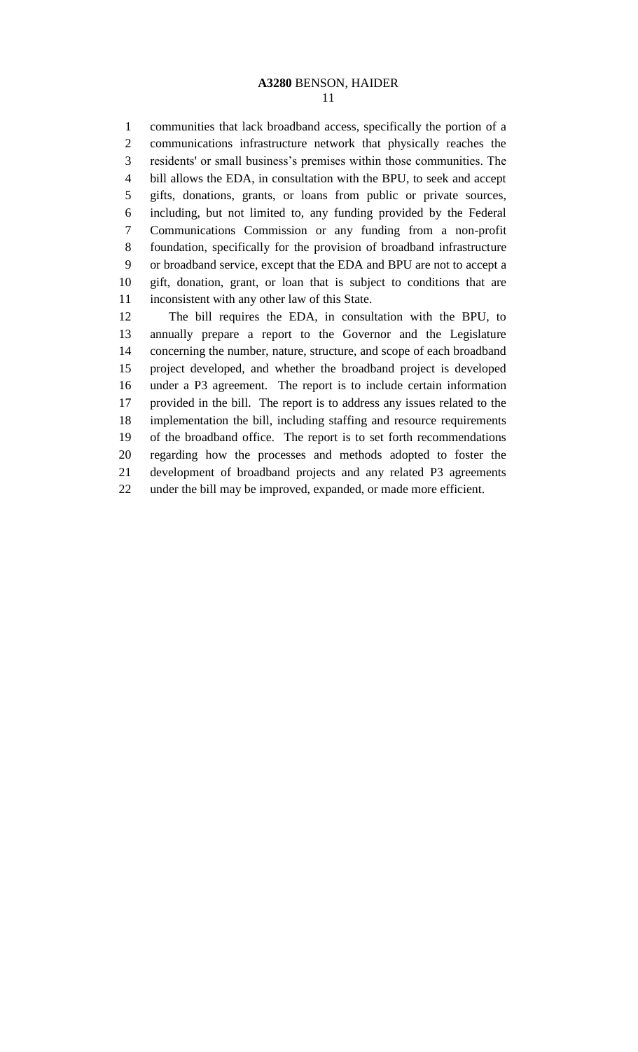communities that lack broadband access, specifically the portion of a communications infrastructure network that physically reaches the residents' or small business's premises within those communities. The bill allows the EDA, in consultation with the BPU, to seek and accept gifts, donations, grants, or loans from public or private sources, including, but not limited to, any funding provided by the Federal Communications Commission or any funding from a non-profit foundation, specifically for the provision of broadband infrastructure or broadband service, except that the EDA and BPU are not to accept a gift, donation, grant, or loan that is subject to conditions that are inconsistent with any other law of this State.

The bill requires the EDA, in consultation with the BPU, to annually prepare a report to the Governor and the Legislature concerning the number, nature, structure, and scope of each broadband project developed, and whether the broadband project is developed under a P3 agreement. The report is to include certain information provided in the bill. The report is to address any issues related to the implementation the bill, including staffing and resource requirements of the broadband office. The report is to set forth recommendations regarding how the processes and methods adopted to foster the development of broadband projects and any related P3 agreements under the bill may be improved, expanded, or made more efficient.